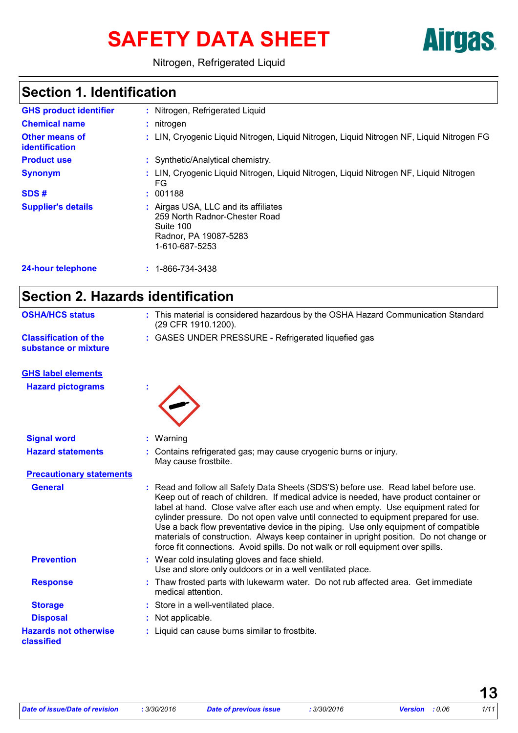# SAFETY DATA SHEET

Airgas

Nitrogen, Refrigerated Liquid

## Section 1. Identification

| | |
|---|---|
| **GHS product identifier** | : Nitrogen, Refrigerated Liquid |
| **Chemical name** | : nitrogen |
| **Other means of identification** | : LIN, Cryogenic Liquid Nitrogen, Liquid Nitrogen, Liquid Nitrogen NF, Liquid Nitrogen FG |
| **Product use** | : Synthetic/Analytical chemistry. |
| **Synonym** | : LIN, Cryogenic Liquid Nitrogen, Liquid Nitrogen, Liquid Nitrogen NF, Liquid Nitrogen FG |
| **SDS #** | : 001188 |
| **Supplier's details** | : Airgas USA, LLC and its affiliates<br>259 North Radnor-Chester Road<br>Suite 100<br>Radnor, PA 19087-5283<br>1-610-687-5253 |
| **24-hour telephone** | : 1-866-734-3438 |

## Section 2. Hazards identification

| | |
|---|---|
| **OSHA/HCS status** | : This material is considered hazardous by the OSHA Hazard Communication Standard (29 CFR 1910.1200). |
| **Classification of the substance or mixture** | : GASES UNDER PRESSURE - Refrigerated liquefied gas |

**GHS label elements**

| | |
|---|---|
| **Hazard pictograms** | : |
| **Signal word** | : Warning |
| **Hazard statements** | : Contains refrigerated gas; may cause cryogenic burns or injury.<br>May cause frostbite. |

**Precautionary statements**

| | |
|---|---|
| **General** | : Read and follow all Safety Data Sheets (SDS'S) before use. Read label before use. Keep out of reach of children. If medical advice is needed, have product container or label at hand. Close valve after each use and when empty. Use equipment rated for cylinder pressure. Do not open valve until connected to equipment prepared for use. Use a back flow preventative device in the piping. Use only equipment of compatible materials of construction. Always keep container in upright position. Do not change or force fit connections. Avoid spills. Do not walk or roll equipment over spills. |
| **Prevention** | : Wear cold insulating gloves and face shield.<br>Use and store only outdoors or in a well ventilated place. |
| **Response** | : Thaw frosted parts with lukewarm water. Do not rub affected area. Get immediate medical attention. |
| **Storage** | : Store in a well-ventilated place. |
| **Disposal** | : Not applicable. |
| **Hazards not otherwise classified** | : Liquid can cause burns similar to frostbite. |

| Date of issue/Date of revision | : 3/30/2016 | Date of previous issue | : 3/30/2016 | Version | : 0.06 |
|---|---|---|---|---|---|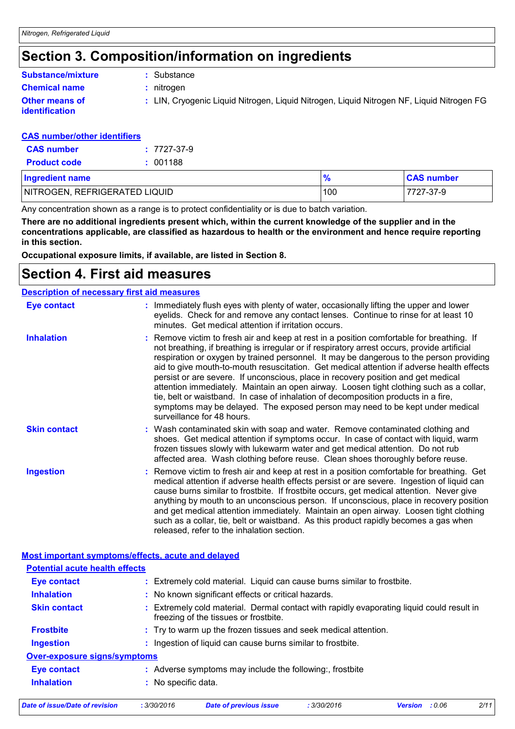# Section 3. Composition/information on ingredients

**Substance/mixture** : Substance

**Chemical name** : nitrogen

**Other means of identification** : LIN, Cryogenic Liquid Nitrogen, Liquid Nitrogen, Liquid Nitrogen NF, Liquid Nitrogen FG

**CAS number/other identifiers**

**CAS number** : 7727-37-9

**Product code** : 001188

| Ingredient name | % | CAS number |
|---|---|---|
| NITROGEN, REFRIGERATED LIQUID | 100 | 7727-37-9 |

Any concentration shown as a range is to protect confidentiality or is due to batch variation.

**There are no additional ingredients present which, within the current knowledge of the supplier and in the concentrations applicable, are classified as hazardous to health or the environment and hence require reporting in this section.**

**Occupational exposure limits, if available, are listed in Section 8.**

# Section 4. First aid measures

**Description of necessary first aid measures**

**Eye contact** : Immediately flush eyes with plenty of water, occasionally lifting the upper and lower eyelids. Check for and remove any contact lenses. Continue to rinse for at least 10 minutes. Get medical attention if irritation occurs.

**Inhalation** : Remove victim to fresh air and keep at rest in a position comfortable for breathing. If not breathing, if breathing is irregular or if respiratory arrest occurs, provide artificial respiration or oxygen by trained personnel. It may be dangerous to the person providing aid to give mouth-to-mouth resuscitation. Get medical attention if adverse health effects persist or are severe. If unconscious, place in recovery position and get medical attention immediately. Maintain an open airway. Loosen tight clothing such as a collar, tie, belt or waistband. In case of inhalation of decomposition products in a fire, symptoms may be delayed. The exposed person may need to be kept under medical surveillance for 48 hours.

**Skin contact** : Wash contaminated skin with soap and water. Remove contaminated clothing and shoes. Get medical attention if symptoms occur. In case of contact with liquid, warm frozen tissues slowly with lukewarm water and get medical attention. Do not rub affected area. Wash clothing before reuse. Clean shoes thoroughly before reuse.

**Ingestion** : Remove victim to fresh air and keep at rest in a position comfortable for breathing. Get medical attention if adverse health effects persist or are severe. Ingestion of liquid can cause burns similar to frostbite. If frostbite occurs, get medical attention. Never give anything by mouth to an unconscious person. If unconscious, place in recovery position and get medical attention immediately. Maintain an open airway. Loosen tight clothing such as a collar, tie, belt or waistband. As this product rapidly becomes a gas when released, refer to the inhalation section.

**Most important symptoms/effects, acute and delayed**

**Potential acute health effects**

**Eye contact** : Extremely cold material. Liquid can cause burns similar to frostbite.

**Inhalation** : No known significant effects or critical hazards.

**Skin contact** : Extremely cold material. Dermal contact with rapidly evaporating liquid could result in freezing of the tissues or frostbite.

**Frostbite** : Try to warm up the frozen tissues and seek medical attention.

**Ingestion** : Ingestion of liquid can cause burns similar to frostbite.

**Over-exposure signs/symptoms**

**Eye contact** : Adverse symptoms may include the following:, frostbite

**Inhalation** : No specific data.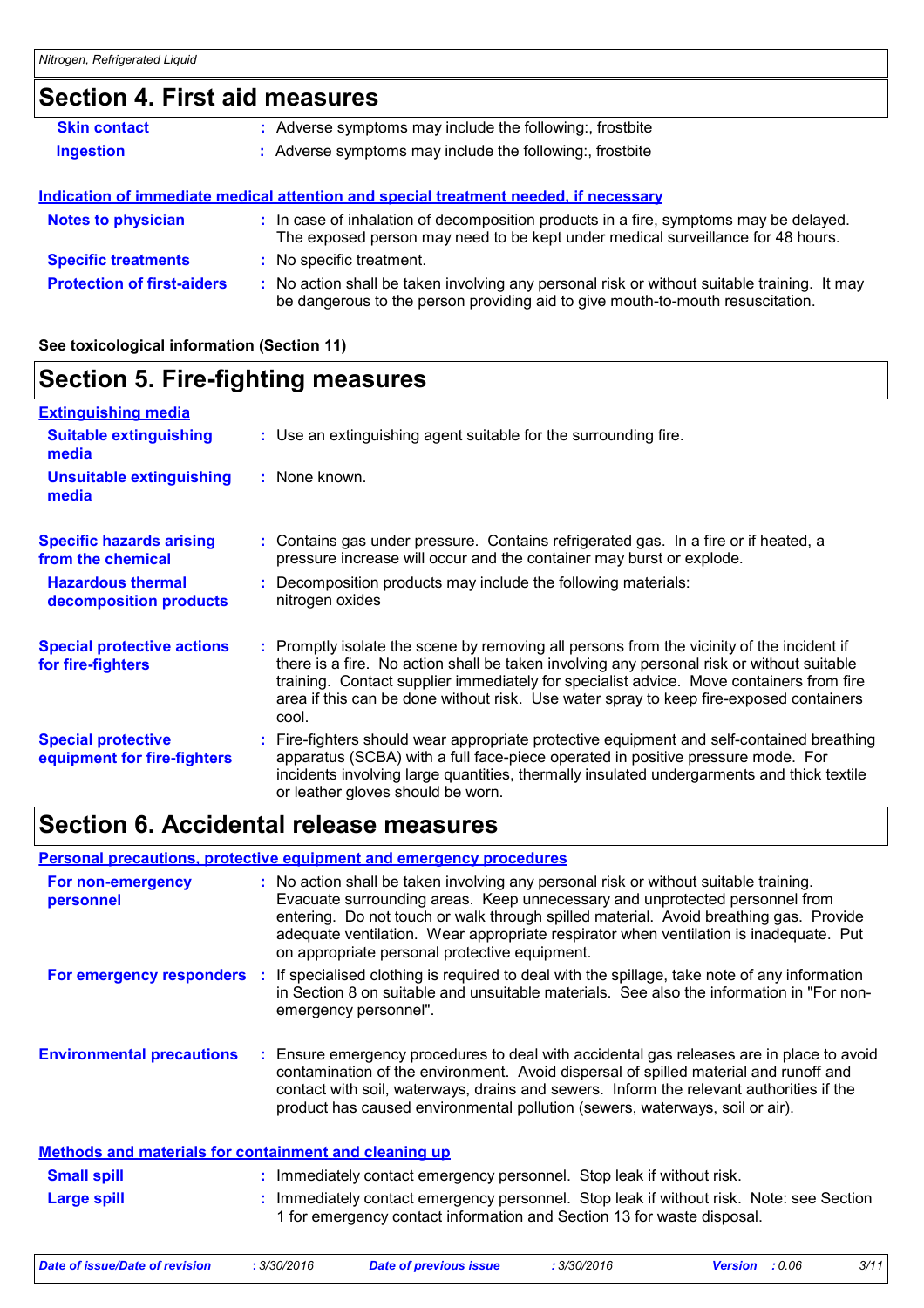## Section 4. First aid measures

**Skin contact** : Adverse symptoms may include the following:, frostbite

**Ingestion** : Adverse symptoms may include the following:, frostbite

### Indication of immediate medical attention and special treatment needed, if necessary

**Notes to physician** : In case of inhalation of decomposition products in a fire, symptoms may be delayed. The exposed person may need to be kept under medical surveillance for 48 hours.

**Specific treatments** : No specific treatment.

**Protection of first-aiders** : No action shall be taken involving any personal risk or without suitable training. It may be dangerous to the person providing aid to give mouth-to-mouth resuscitation.

**See toxicological information (Section 11)**

## Section 5. Fire-fighting measures

### Extinguishing media

**Suitable extinguishing media** : Use an extinguishing agent suitable for the surrounding fire.

**Unsuitable extinguishing media** : None known.

**Specific hazards arising from the chemical** : Contains gas under pressure. Contains refrigerated gas. In a fire or if heated, a pressure increase will occur and the container may burst or explode.

**Hazardous thermal decomposition products** : Decomposition products may include the following materials: nitrogen oxides

**Special protective actions for fire-fighters** : Promptly isolate the scene by removing all persons from the vicinity of the incident if there is a fire. No action shall be taken involving any personal risk or without suitable training. Contact supplier immediately for specialist advice. Move containers from fire area if this can be done without risk. Use water spray to keep fire-exposed containers cool.

**Special protective equipment for fire-fighters** : Fire-fighters should wear appropriate protective equipment and self-contained breathing apparatus (SCBA) with a full face-piece operated in positive pressure mode. For incidents involving large quantities, thermally insulated undergarments and thick textile or leather gloves should be worn.

## Section 6. Accidental release measures

### Personal precautions, protective equipment and emergency procedures

**For non-emergency personnel** : No action shall be taken involving any personal risk or without suitable training. Evacuate surrounding areas. Keep unnecessary and unprotected personnel from entering. Do not touch or walk through spilled material. Avoid breathing gas. Provide adequate ventilation. Wear appropriate respirator when ventilation is inadequate. Put on appropriate personal protective equipment.

**For emergency responders** : If specialised clothing is required to deal with the spillage, take note of any information in Section 8 on suitable and unsuitable materials. See also the information in "For non-emergency personnel".

**Environmental precautions** : Ensure emergency procedures to deal with accidental gas releases are in place to avoid contamination of the environment. Avoid dispersal of spilled material and runoff and contact with soil, waterways, drains and sewers. Inform the relevant authorities if the product has caused environmental pollution (sewers, waterways, soil or air).

### Methods and materials for containment and cleaning up

**Small spill** : Immediately contact emergency personnel. Stop leak if without risk.

**Large spill** : Immediately contact emergency personnel. Stop leak if without risk. Note: see Section 1 for emergency contact information and Section 13 for waste disposal.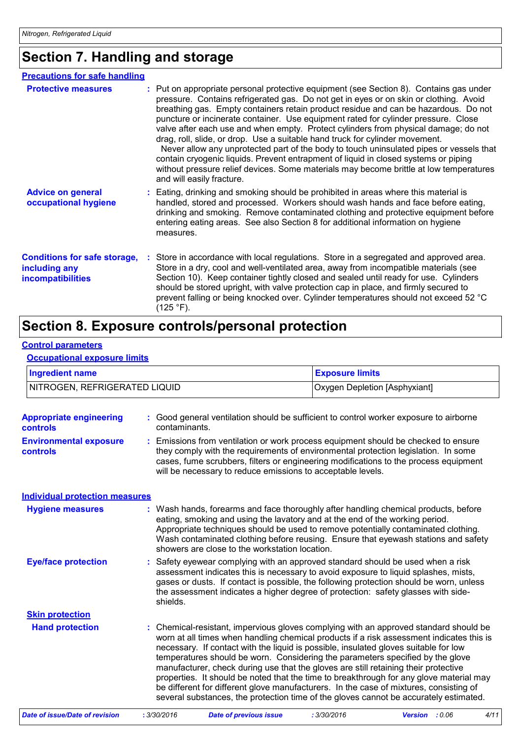## Section 7. Handling and storage

### Precautions for safe handling

**Protective measures** : Put on appropriate personal protective equipment (see Section 8). Contains gas under pressure. Contains refrigerated gas. Do not get in eyes or on skin or clothing. Avoid breathing gas. Empty containers retain product residue and can be hazardous. Do not puncture or incinerate container. Use equipment rated for cylinder pressure. Close valve after each use and when empty. Protect cylinders from physical damage; do not drag, roll, slide, or drop. Use a suitable hand truck for cylinder movement. Never allow any unprotected part of the body to touch uninsulated pipes or vessels that contain cryogenic liquids. Prevent entrapment of liquid in closed systems or piping without pressure relief devices. Some materials may become brittle at low temperatures and will easily fracture.

**Advice on general occupational hygiene** : Eating, drinking and smoking should be prohibited in areas where this material is handled, stored and processed. Workers should wash hands and face before eating, drinking and smoking. Remove contaminated clothing and protective equipment before entering eating areas. See also Section 8 for additional information on hygiene measures.

**Conditions for safe storage, including any incompatibilities** : Store in accordance with local regulations. Store in a segregated and approved area. Store in a dry, cool and well-ventilated area, away from incompatible materials (see Section 10). Keep container tightly closed and sealed until ready for use. Cylinders should be stored upright, with valve protection cap in place, and firmly secured to prevent falling or being knocked over. Cylinder temperatures should not exceed 52 °C (125 °F).

## Section 8. Exposure controls/personal protection

### Control parameters

#### Occupational exposure limits

| Ingredient name | Exposure limits |
|---|---|
| NITROGEN, REFRIGERATED LIQUID | Oxygen Depletion [Asphyxiant] |

**Appropriate engineering controls** : Good general ventilation should be sufficient to control worker exposure to airborne contaminants.

**Environmental exposure controls** : Emissions from ventilation or work process equipment should be checked to ensure they comply with the requirements of environmental protection legislation. In some cases, fume scrubbers, filters or engineering modifications to the process equipment will be necessary to reduce emissions to acceptable levels.

### Individual protection measures

**Hygiene measures** : Wash hands, forearms and face thoroughly after handling chemical products, before eating, smoking and using the lavatory and at the end of the working period. Appropriate techniques should be used to remove potentially contaminated clothing. Wash contaminated clothing before reusing. Ensure that eyewash stations and safety showers are close to the workstation location.

**Eye/face protection** : Safety eyewear complying with an approved standard should be used when a risk assessment indicates this is necessary to avoid exposure to liquid splashes, mists, gases or dusts. If contact is possible, the following protection should be worn, unless the assessment indicates a higher degree of protection: safety glasses with side-shields.

#### Skin protection

**Hand protection** : Chemical-resistant, impervious gloves complying with an approved standard should be worn at all times when handling chemical products if a risk assessment indicates this is necessary. If contact with the liquid is possible, insulated gloves suitable for low temperatures should be worn. Considering the parameters specified by the glove manufacturer, check during use that the gloves are still retaining their protective properties. It should be noted that the time to breakthrough for any glove material may be different for different glove manufacturers. In the case of mixtures, consisting of several substances, the protection time of the gloves cannot be accurately estimated.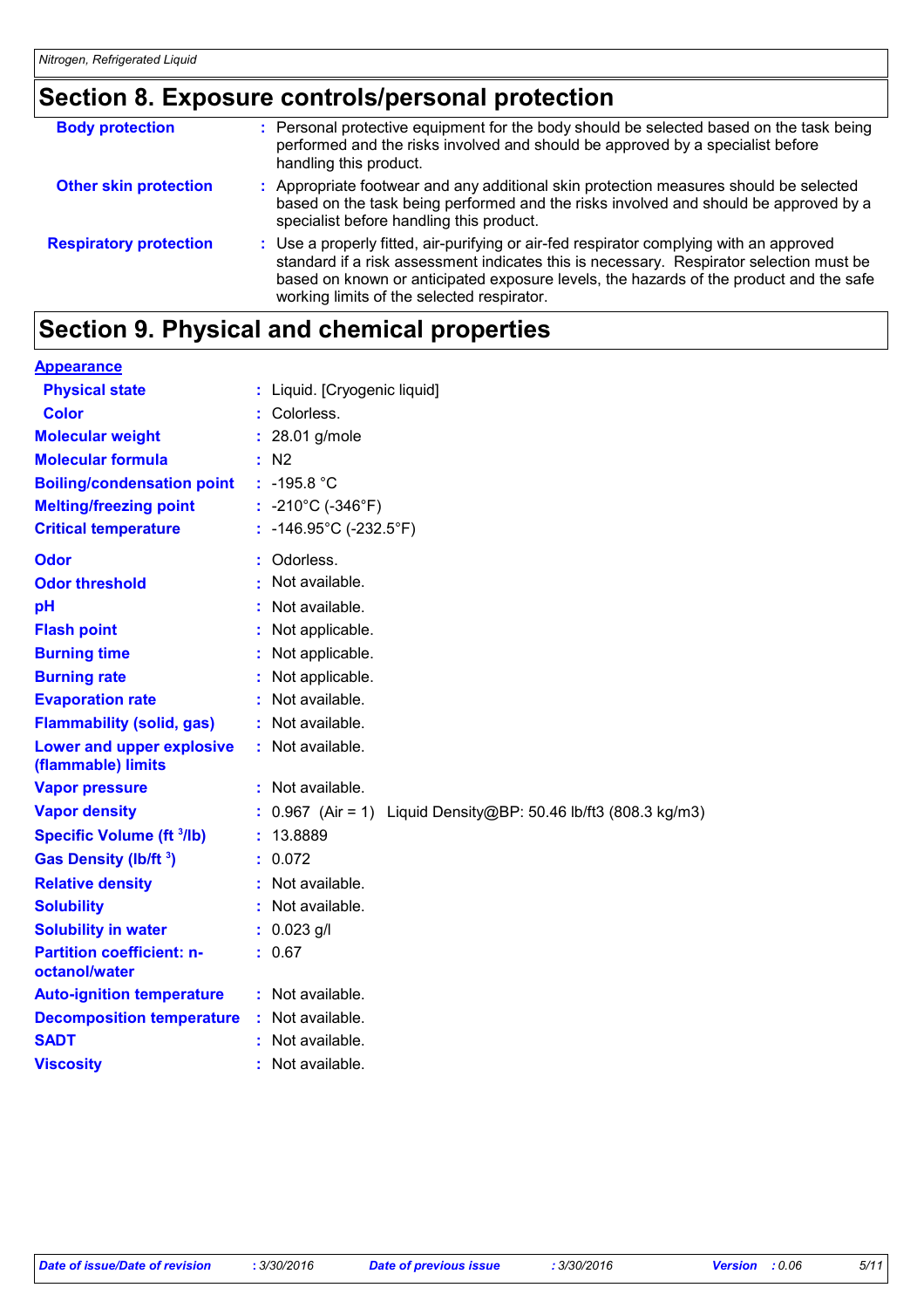## Section 8. Exposure controls/personal protection

| | |
|---|---|
| **Body protection** | : Personal protective equipment for the body should be selected based on the task being performed and the risks involved and should be approved by a specialist before handling this product. |
| **Other skin protection** | : Appropriate footwear and any additional skin protection measures should be selected based on the task being performed and the risks involved and should be approved by a specialist before handling this product. |
| **Respiratory protection** | : Use a properly fitted, air-purifying or air-fed respirator complying with an approved standard if a risk assessment indicates this is necessary. Respirator selection must be based on known or anticipated exposure levels, the hazards of the product and the safe working limits of the selected respirator. |

## Section 9. Physical and chemical properties

**Appearance**

| | |
|---|---|
| **Physical state** | : Liquid. [Cryogenic liquid] |
| **Color** | : Colorless. |
| **Molecular weight** | : 28.01 g/mole |
| **Molecular formula** | : $N_2$ |
| **Boiling/condensation point** | : -195.8 °C |
| **Melting/freezing point** | : -210°C (-346°F) |
| **Critical temperature** | : -146.95°C (-232.5°F) |
| **Odor** | : Odorless. |
| **Odor threshold** | : Not available. |
| **pH** | : Not available. |
| **Flash point** | : Not applicable. |
| **Burning time** | : Not applicable. |
| **Burning rate** | : Not applicable. |
| **Evaporation rate** | : Not available. |
| **Flammability (solid, gas)** | : Not available. |
| **Lower and upper explosive (flammable) limits** | : Not available. |
| **Vapor pressure** | : Not available. |
| **Vapor density** | : 0.967 (Air = 1) Liquid Density@BP: 50.46 lb/ft3 (808.3 kg/m3) |
| **Specific Volume ($ft^3$/lb)** | : 13.8889 |
| **Gas Density (lb/$ft^3$)** | : 0.072 |
| **Relative density** | : Not available. |
| **Solubility** | : Not available. |
| **Solubility in water** | : 0.023 g/l |
| **Partition coefficient: n-octanol/water** | : 0.67 |
| **Auto-ignition temperature** | : Not available. |
| **Decomposition temperature** | : Not available. |
| **SADT** | : Not available. |
| **Viscosity** | : Not available. |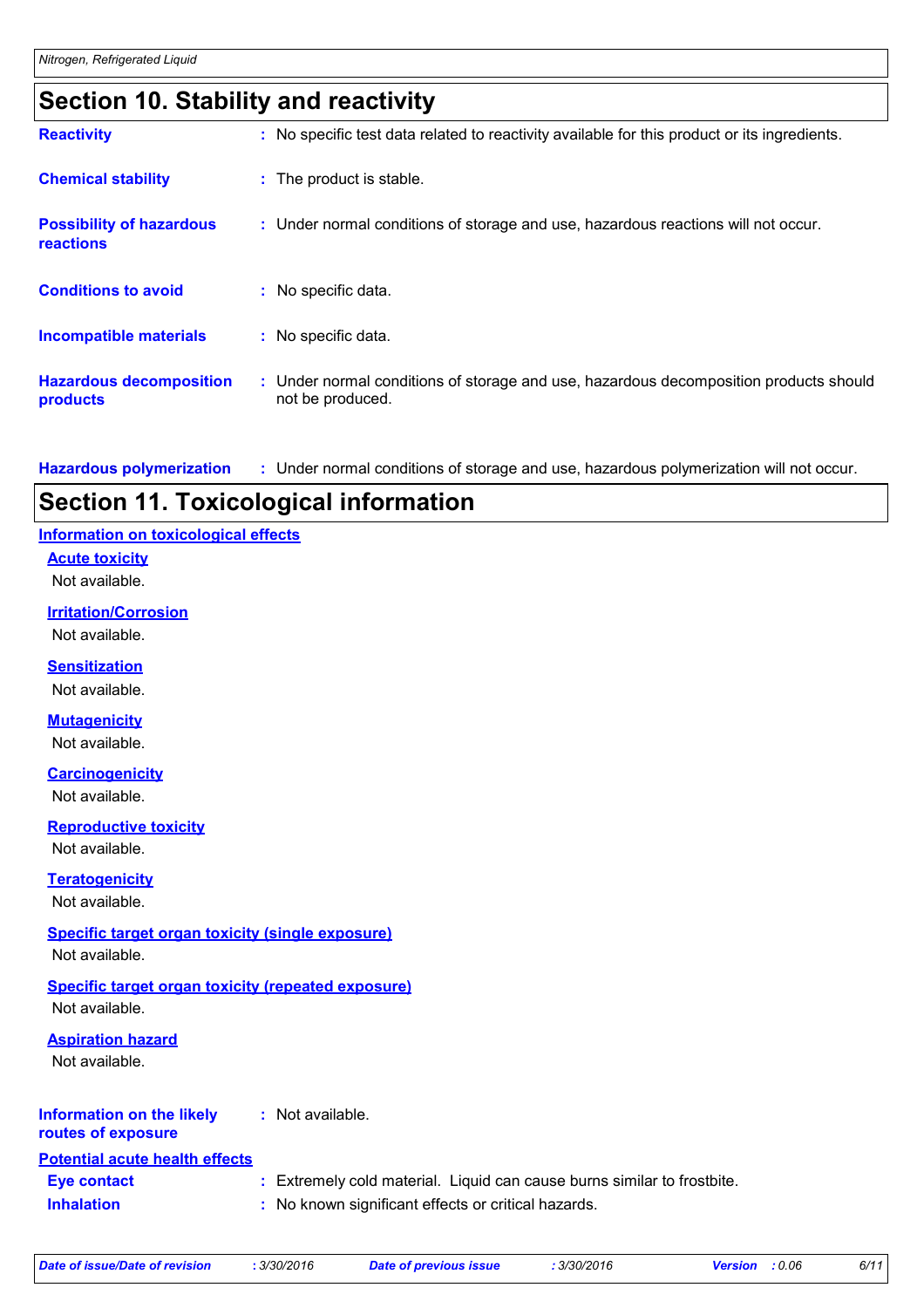## Section 10. Stability and reactivity

| | |
|---|---|
| **Reactivity** | : No specific test data related to reactivity available for this product or its ingredients. |
| **Chemical stability** | : The product is stable. |
| **Possibility of hazardous reactions** | : Under normal conditions of storage and use, hazardous reactions will not occur. |
| **Conditions to avoid** | : No specific data. |
| **Incompatible materials** | : No specific data. |
| **Hazardous decomposition products** | : Under normal conditions of storage and use, hazardous decomposition products should not be produced. |
| **Hazardous polymerization** | : Under normal conditions of storage and use, hazardous polymerization will not occur. |

## Section 11. Toxicological information

### Information on toxicological effects

**Acute toxicity**

Not available.

**Irritation/Corrosion**

Not available.

**Sensitization**

Not available.

**Mutagenicity**

Not available.

**Carcinogenicity**

Not available.

**Reproductive toxicity**

Not available.

**Teratogenicity**

Not available.

**Specific target organ toxicity (single exposure)**

Not available.

**Specific target organ toxicity (repeated exposure)**

Not available.

**Aspiration hazard**

Not available.

| | |
|---|---|
| **Information on the likely routes of exposure** | : Not available. |

### Potential acute health effects

| | |
|---|---|
| **Eye contact** | : Extremely cold material. Liquid can cause burns similar to frostbite. |
| **Inhalation** | : No known significant effects or critical hazards. |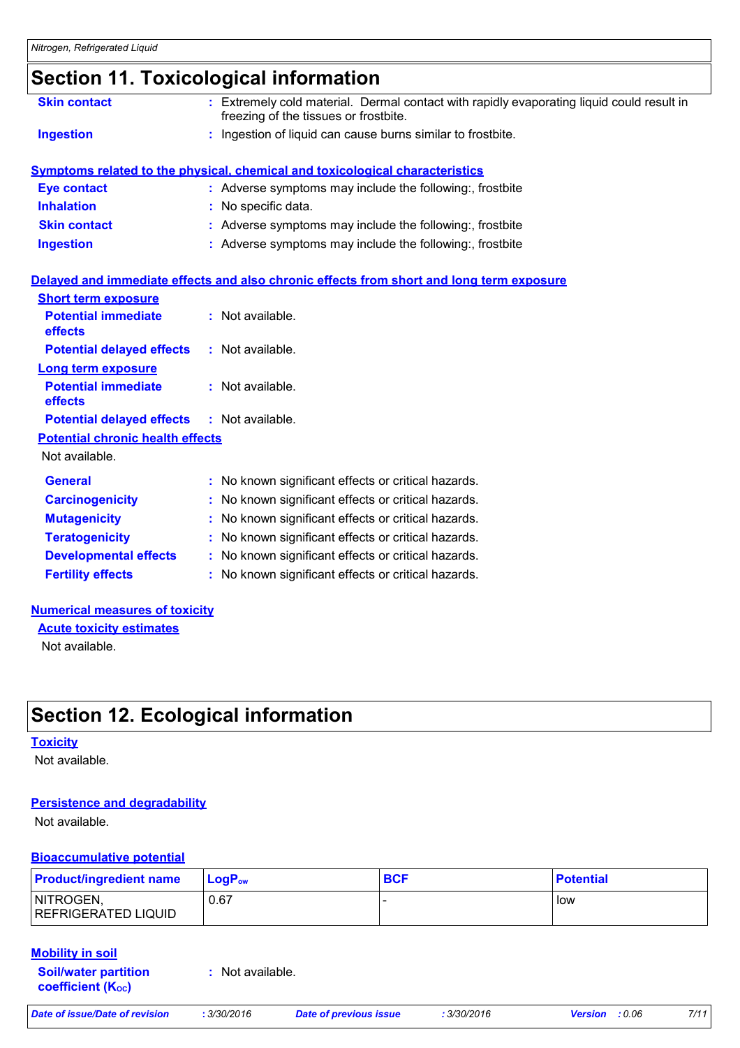## Section 11. Toxicological information

**Skin contact** : Extremely cold material. Dermal contact with rapidly evaporating liquid could result in freezing of the tissues or frostbite.

**Ingestion** : Ingestion of liquid can cause burns similar to frostbite.

### Symptoms related to the physical, chemical and toxicological characteristics

**Eye contact** : Adverse symptoms may include the following:, frostbite

**Inhalation** : No specific data.

**Skin contact** : Adverse symptoms may include the following:, frostbite

**Ingestion** : Adverse symptoms may include the following:, frostbite

### Delayed and immediate effects and also chronic effects from short and long term exposure

**Short term exposure**

**Potential immediate effects** : Not available.

**Potential delayed effects** : Not available.

**Long term exposure**

**Potential immediate effects** : Not available.

**Potential delayed effects** : Not available.

**Potential chronic health effects**

Not available.

**General** : No known significant effects or critical hazards.

**Carcinogenicity** : No known significant effects or critical hazards.

**Mutagenicity** : No known significant effects or critical hazards.

**Teratogenicity** : No known significant effects or critical hazards.

**Developmental effects** : No known significant effects or critical hazards.

**Fertility effects** : No known significant effects or critical hazards.

### Numerical measures of toxicity

**Acute toxicity estimates**

Not available.

## Section 12. Ecological information

### Toxicity

Not available.

### Persistence and degradability

Not available.

### Bioaccumulative potential

| Product/ingredient name | $LogP_{ow}$ | BCF | Potential |
|---|---|---|---|
| NITROGEN, REFRIGERATED LIQUID | 0.67 | - | low |

### Mobility in soil

**Soil/water partition coefficient ($K_{OC}$)** : Not available.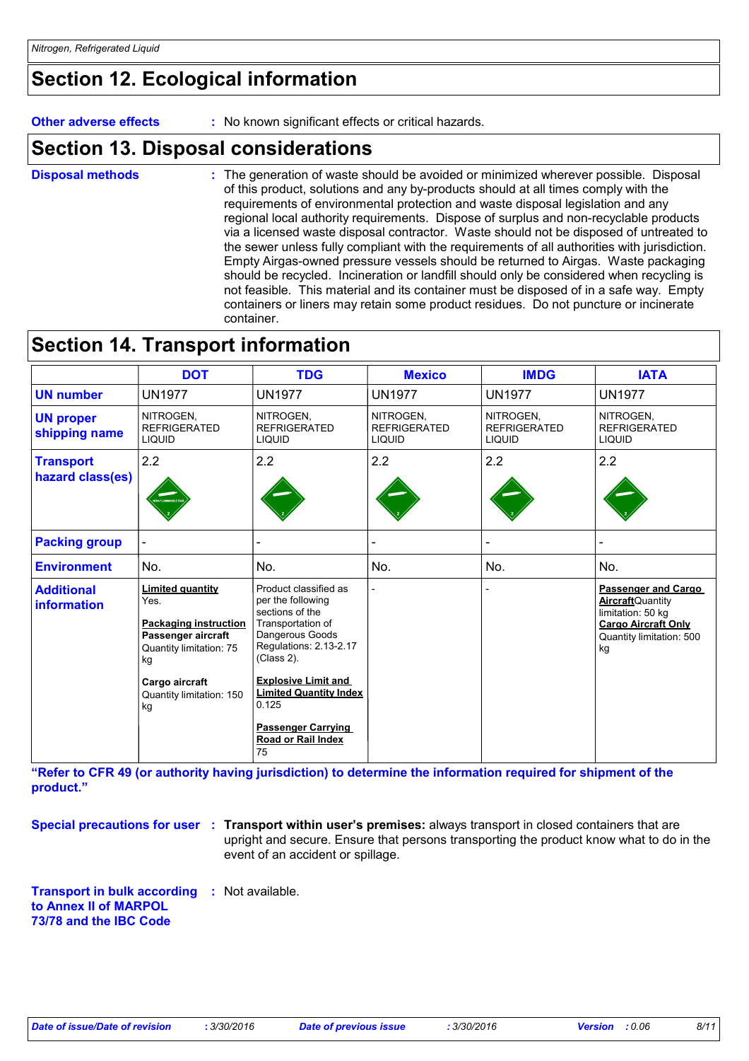## Section 12. Ecological information

**Other adverse effects** : No known significant effects or critical hazards.

## Section 13. Disposal considerations

**Disposal methods** : The generation of waste should be avoided or minimized wherever possible. Disposal of this product, solutions and any by-products should at all times comply with the requirements of environmental protection and waste disposal legislation and any regional local authority requirements. Dispose of surplus and non-recyclable products via a licensed waste disposal contractor. Waste should not be disposed of untreated to the sewer unless fully compliant with the requirements of all authorities with jurisdiction. Empty Airgas-owned pressure vessels should be returned to Airgas. Waste packaging should be recycled. Incineration or landfill should only be considered when recycling is not feasible. This material and its container must be disposed of in a safe way. Empty containers or liners may retain some product residues. Do not puncture or incinerate container.

## Section 14. Transport information

| | DOT | TDG | Mexico | IMDG | IATA |
|---|---|---|---|---|---|
| **UN number** | UN1977 | UN1977 | UN1977 | UN1977 | UN1977 |
| **UN proper shipping name** | NITROGEN, REFRIGERATED LIQUID | NITROGEN, REFRIGERATED LIQUID | NITROGEN, REFRIGERATED LIQUID | NITROGEN, REFRIGERATED LIQUID | NITROGEN, REFRIGERATED LIQUID |
| **Transport hazard class(es)** | 2.2 | 2.2 | 2.2 | 2.2 | 2.2 |
| **Packing group** | - | - | - | - | - |
| **Environment** | No. | No. | No. | No. | No. |
| **Additional information** | **Limited quantity** Yes. **Packaging instruction** **Passenger aircraft** Quantity limitation: 75 kg **Cargo aircraft** Quantity limitation: 150 kg | Product classified as per the following sections of the Transportation of Dangerous Goods Regulations: 2.13-2.17 (Class 2). **Explosive Limit and Limited Quantity Index** 0.125 **Passenger Carrying Road or Rail Index** 75 | - | - | **Passenger and Cargo Aircraft** Quantity limitation: 50 kg **Cargo Aircraft Only** Quantity limitation: 500 kg |

**"Refer to CFR 49 (or authority having jurisdiction) to determine the information required for shipment of the product."**

**Special precautions for user** : **Transport within user's premises:** always transport in closed containers that are upright and secure. Ensure that persons transporting the product know what to do in the event of an accident or spillage.

**Transport in bulk according to Annex II of MARPOL 73/78 and the IBC Code** : Not available.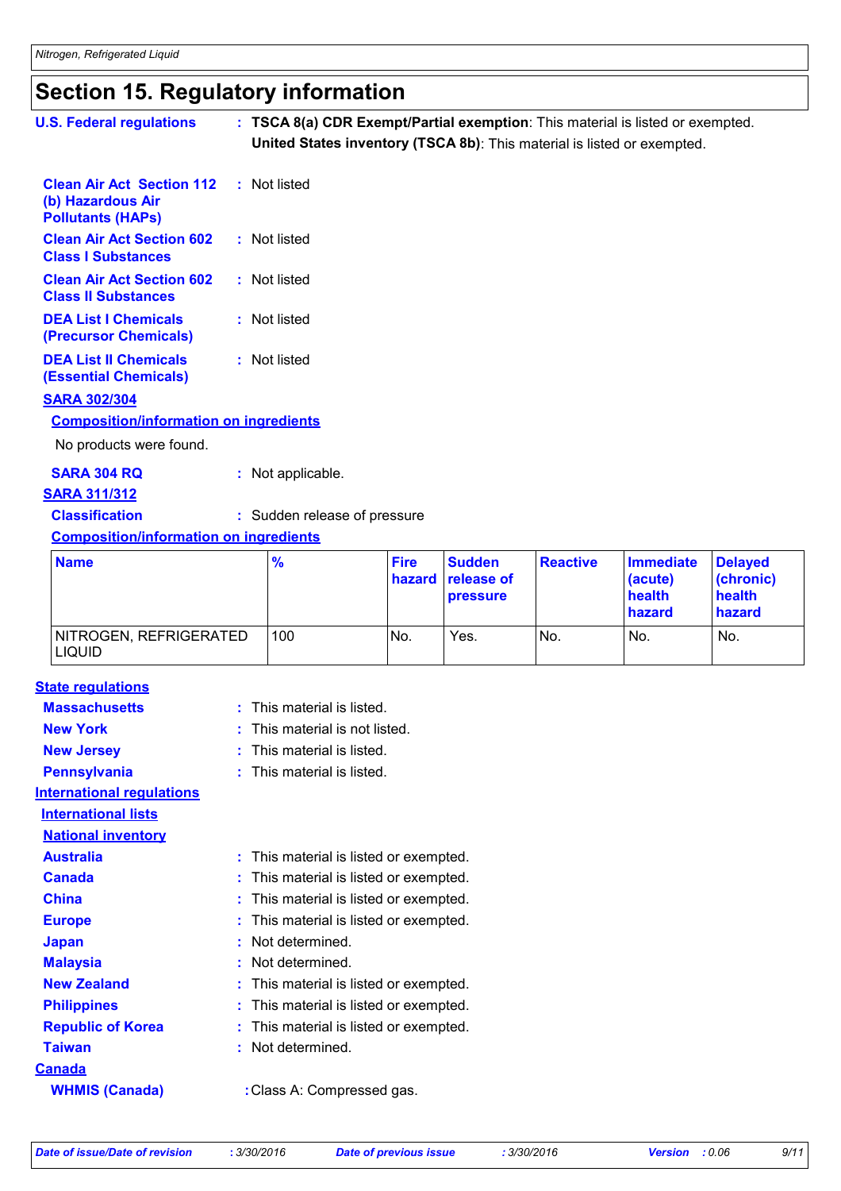# Section 15. Regulatory information

**U.S. Federal regulations** : **TSCA 8(a) CDR Exempt/Partial exemption**: This material is listed or exempted.
**United States inventory (TSCA 8b)**: This material is listed or exempted.

**Clean Air Act Section 112 (b) Hazardous Air Pollutants (HAPs)** : Not listed

**Clean Air Act Section 602 Class I Substances** : Not listed

**Clean Air Act Section 602 Class II Substances** : Not listed

**DEA List I Chemicals (Precursor Chemicals)** : Not listed

**DEA List II Chemicals (Essential Chemicals)** : Not listed

**SARA 302/304**

**Composition/information on ingredients**

No products were found.

**SARA 304 RQ** : Not applicable.

**SARA 311/312**

**Classification** : Sudden release of pressure

**Composition/information on ingredients**

| Name | % | Fire hazard | Sudden release of pressure | Reactive | Immediate (acute) health hazard | Delayed (chronic) health hazard |
|---|---|---|---|---|---|---|
| NITROGEN, REFRIGERATED LIQUID | 100 | No. | Yes. | No. | No. | No. |

**State regulations**

**Massachusetts** : This material is listed.

**New York** : This material is not listed.

**New Jersey** : This material is listed.

**Pennsylvania** : This material is listed.

**International regulations**

**International lists**

**National inventory**

**Australia** : This material is listed or exempted.

**Canada** : This material is listed or exempted.

**China** : This material is listed or exempted.

**Europe** : This material is listed or exempted.

**Japan** : Not determined.

**Malaysia** : Not determined.

**New Zealand** : This material is listed or exempted.

**Philippines** : This material is listed or exempted.

**Republic of Korea** : This material is listed or exempted.

**Taiwan** : Not determined.

**Canada**

**WHMIS (Canada)** : Class A: Compressed gas.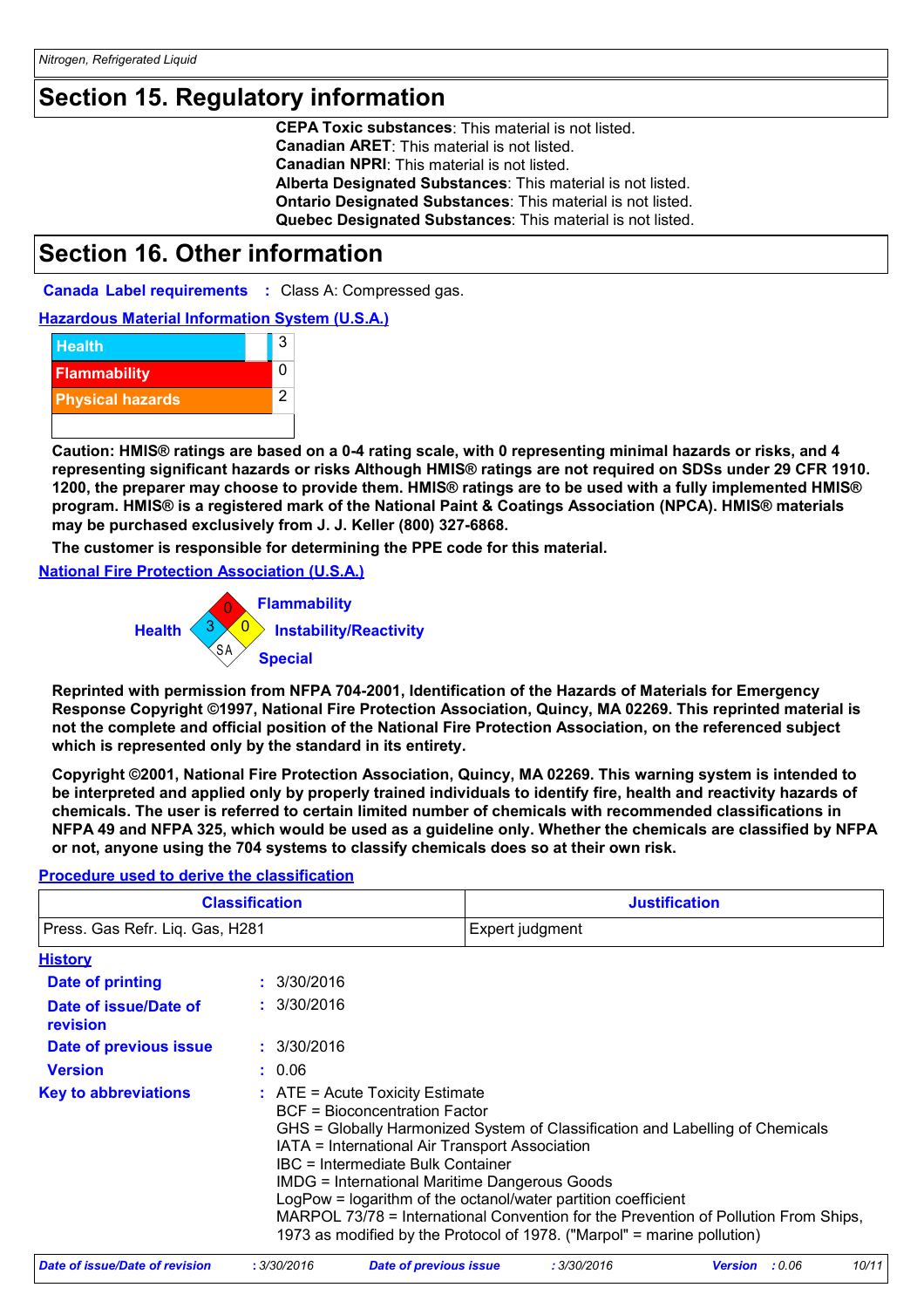## Section 15. Regulatory information

**CEPA Toxic substances**: This material is not listed.
**Canadian ARET**: This material is not listed.
**Canadian NPRI**: This material is not listed.
**Alberta Designated Substances**: This material is not listed.
**Ontario Designated Substances**: This material is not listed.
**Quebec Designated Substances**: This material is not listed.

## Section 16. Other information

**Canada Label requirements** : Class A: Compressed gas.

**Hazardous Material Information System (U.S.A.)**

| | |
|---|---|
| Health | 3 |
| Flammability | 0 |
| Physical hazards | 2 |

**Caution: HMIS® ratings are based on a 0-4 rating scale, with 0 representing minimal hazards or risks, and 4 representing significant hazards or risks Although HMIS® ratings are not required on SDSs under 29 CFR 1910. 1200, the preparer may choose to provide them. HMIS® ratings are to be used with a fully implemented HMIS® program. HMIS® is a registered mark of the National Paint & Coatings Association (NPCA). HMIS® materials may be purchased exclusively from J. J. Keller (800) 327-6868.**

**The customer is responsible for determining the PPE code for this material.**

**National Fire Protection Association (U.S.A.)**

- Health: 3
- Flammability: 0
- Instability/Reactivity: 0
- Special: SA

**Reprinted with permission from NFPA 704-2001, Identification of the Hazards of Materials for Emergency Response Copyright ©1997, National Fire Protection Association, Quincy, MA 02269. This reprinted material is not the complete and official position of the National Fire Protection Association, on the referenced subject which is represented only by the standard in its entirety.**

**Copyright ©2001, National Fire Protection Association, Quincy, MA 02269. This warning system is intended to be interpreted and applied only by properly trained individuals to identify fire, health and reactivity hazards of chemicals. The user is referred to certain limited number of chemicals with recommended classifications in NFPA 49 and NFPA 325, which would be used as a guideline only. Whether the chemicals are classified by NFPA or not, anyone using the 704 systems to classify chemicals does so at their own risk.**

**Procedure used to derive the classification**

| Classification | Justification |
|---|---|
| Press. Gas Refr. Liq. Gas, H281 | Expert judgment |

**History**

**Date of printing** : 3/30/2016
**Date of issue/Date of revision** : 3/30/2016
**Date of previous issue** : 3/30/2016
**Version** : 0.06

**Key to abbreviations** : ATE = Acute Toxicity Estimate
BCF = Bioconcentration Factor
GHS = Globally Harmonized System of Classification and Labelling of Chemicals
IATA = International Air Transport Association
IBC = Intermediate Bulk Container
IMDG = International Maritime Dangerous Goods
LogPow = logarithm of the octanol/water partition coefficient
MARPOL 73/78 = International Convention for the Prevention of Pollution From Ships, 1973 as modified by the Protocol of 1978. ("Marpol" = marine pollution)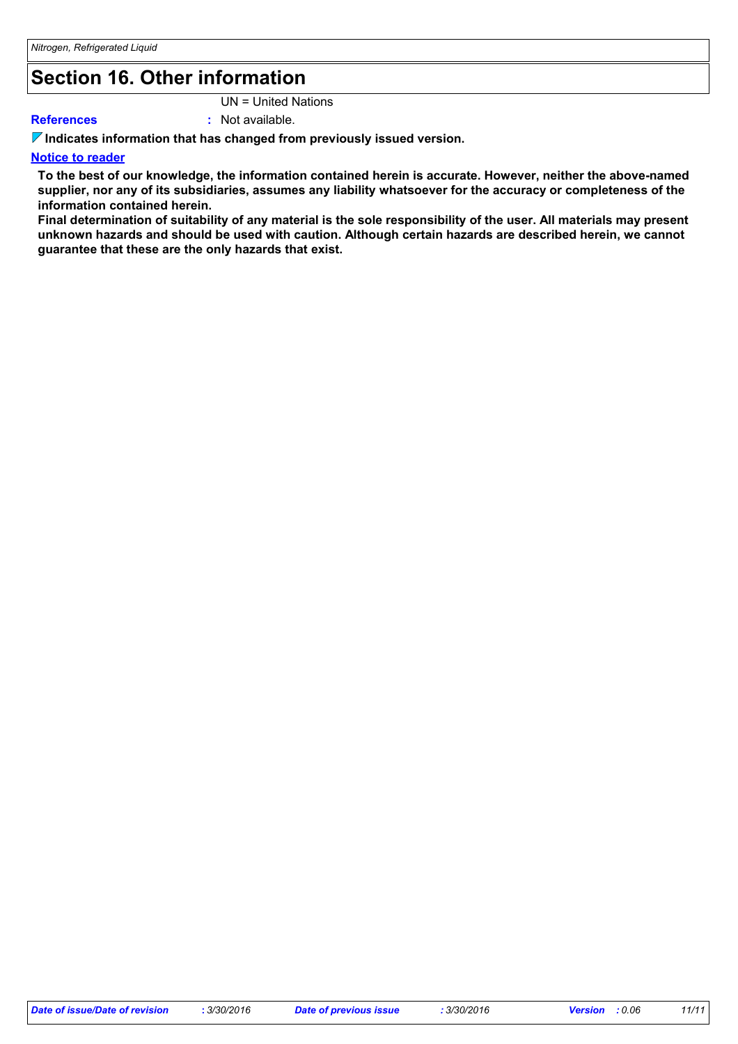# Section 16. Other information

UN = United Nations

**References** : Not available.

**Indicates information that has changed from previously issued version.**

**Notice to reader**

**To the best of our knowledge, the information contained herein is accurate. However, neither the above-named supplier, nor any of its subsidiaries, assumes any liability whatsoever for the accuracy or completeness of the information contained herein.**

**Final determination of suitability of any material is the sole responsibility of the user. All materials may present unknown hazards and should be used with caution. Although certain hazards are described herein, we cannot guarantee that these are the only hazards that exist.**